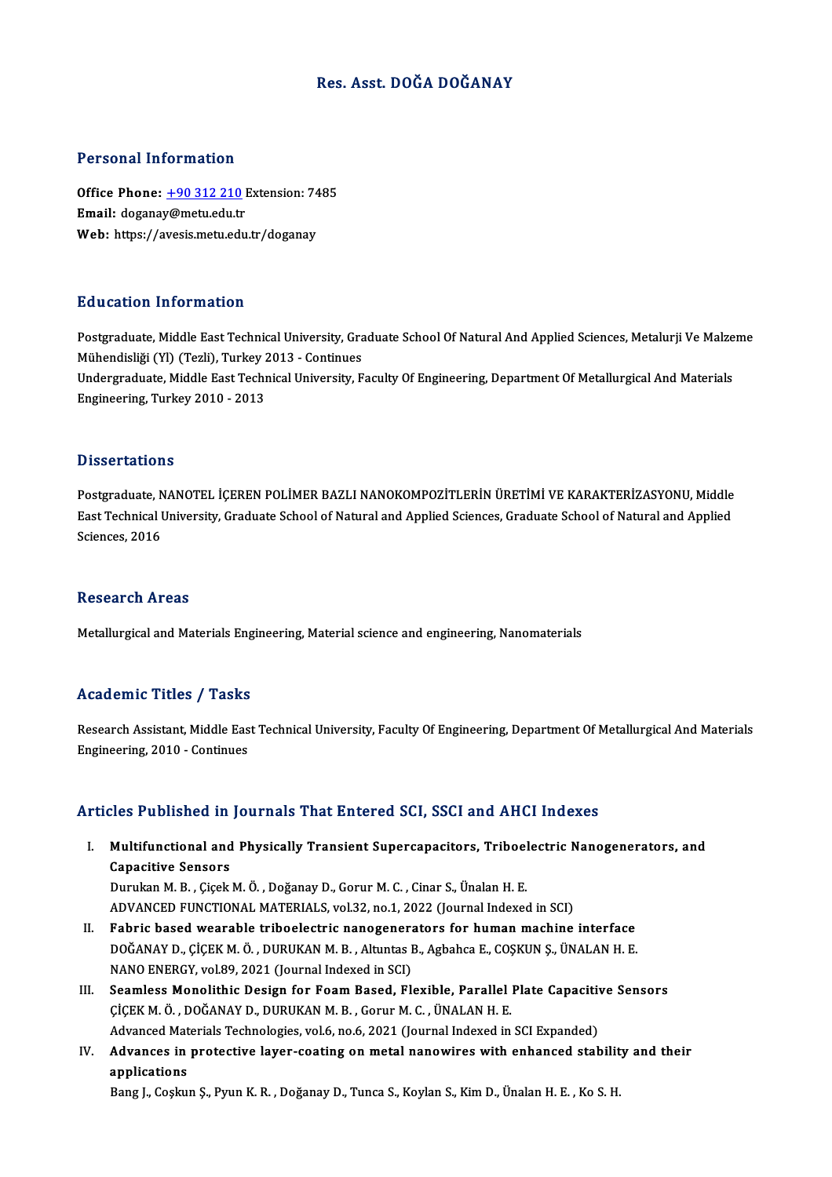# Res. Asst. DOĞA DOĞANAY

## Personal Information

**Office Phone:** +90 312 210 Extension: 7485
**Email:** doganay@metu.edu.tr
**Web:** https://avesis.metu.edu.tr/doganay

## Education Information

Postgraduate, Middle East Technical University, Graduate School Of Natural And Applied Sciences, Metalurji Ve Malzeme Mühendisliği (Yl) (Tezli), Turkey 2013 - Continues
Undergraduate, Middle East Technical University, Faculty Of Engineering, Department Of Metallurgical And Materials Engineering, Turkey 2010 - 2013

## Dissertations

Postgraduate, NANOTEL İÇEREN POLİMER BAZLI NANOKOMPOZİTLERİN ÜRETİMİ VE KARAKTERİZASYONU, Middle East Technical University, Graduate School of Natural and Applied Sciences, Graduate School of Natural and Applied Sciences, 2016

## Research Areas

Metallurgical and Materials Engineering, Material science and engineering, Nanomaterials

## Academic Titles / Tasks

Research Assistant, Middle East Technical University, Faculty Of Engineering, Department Of Metallurgical And Materials Engineering, 2010 - Continues

## Articles Published in Journals That Entered SCI, SSCI and AHCI Indexes

I. **Multifunctional and Physically Transient Supercapacitors, Triboelectric Nanogenerators, and Capacitive Sensors**
Durukan M. B. , Çiçek M. Ö. , Doğanay D., Gorur M. C. , Cinar S., Ünalan H. E.
ADVANCED FUNCTIONAL MATERIALS, vol.32, no.1, 2022 (Journal Indexed in SCI)

II. **Fabric based wearable triboelectric nanogenerators for human machine interface**
DOĞANAY D., ÇİÇEK M. Ö. , DURUKAN M. B. , Altuntas B., Agbahca E., COŞKUN Ş., ÜNALAN H. E.
NANO ENERGY, vol.89, 2021 (Journal Indexed in SCI)

III. **Seamless Monolithic Design for Foam Based, Flexible, Parallel Plate Capacitive Sensors**
ÇİÇEK M. Ö. , DOĞANAY D., DURUKAN M. B. , Gorur M. C. , ÜNALAN H. E.
Advanced Materials Technologies, vol.6, no.6, 2021 (Journal Indexed in SCI Expanded)

IV. **Advances in protective layer-coating on metal nanowires with enhanced stability and their applications**
Bang J., Coşkun Ş., Pyun K. R. , Doğanay D., Tunca S., Koylan S., Kim D., Ünalan H. E. , Ko S. H.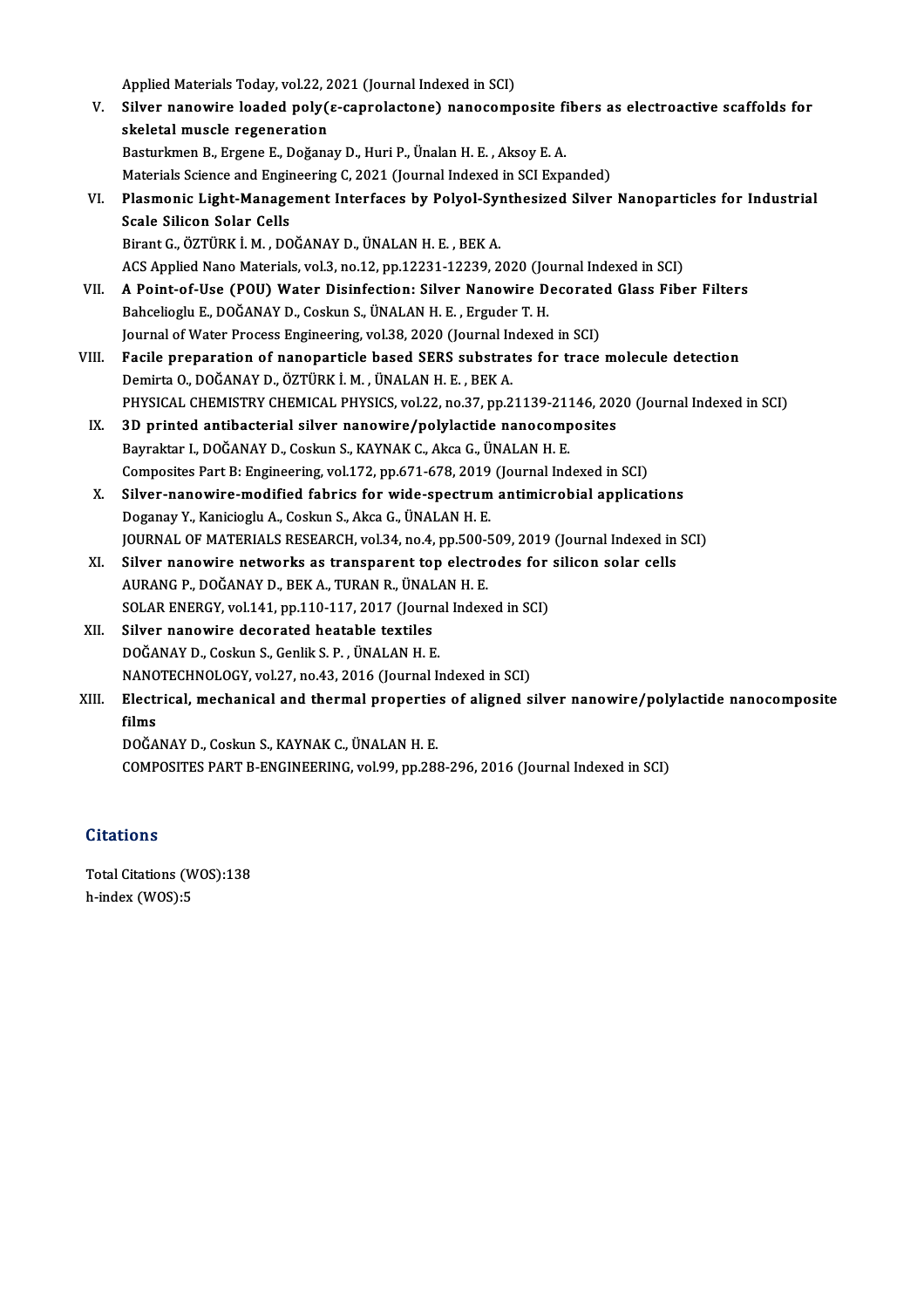Applied Materials Today, vol.22, 2021 (Journal Indexed in SCI)

V. **Silver nanowire loaded poly(ε-caprolactone) nanocomposite fibers as electroactive scaffolds for skeletal muscle regeneration**
Basturkmen B., Ergene E., Doğanay D., Huri P., Ünalan H. E. , Aksoy E. A.
Materials Science and Engineering C, 2021 (Journal Indexed in SCI Expanded)

VI. **Plasmonic Light-Management Interfaces by Polyol-Synthesized Silver Nanoparticles for Industrial Scale Silicon Solar Cells**
Birant G., ÖZTÜRK İ. M. , DOĞANAY D., ÜNALAN H. E. , BEK A.
ACS Applied Nano Materials, vol.3, no.12, pp.12231-12239, 2020 (Journal Indexed in SCI)

VII. **A Point-of-Use (POU) Water Disinfection: Silver Nanowire Decorated Glass Fiber Filters**
Bahcelioglu E., DOĞANAY D., Coskun S., ÜNALAN H. E. , Erguder T. H.
Journal of Water Process Engineering, vol.38, 2020 (Journal Indexed in SCI)

VIII. **Facile preparation of nanoparticle based SERS substrates for trace molecule detection**
Demirta O., DOĞANAY D., ÖZTÜRK İ. M. , ÜNALAN H. E. , BEK A.
PHYSICAL CHEMISTRY CHEMICAL PHYSICS, vol.22, no.37, pp.21139-21146, 2020 (Journal Indexed in SCI)

IX. **3D printed antibacterial silver nanowire/polylactide nanocomposites**
Bayraktar I., DOĞANAY D., Coskun S., KAYNAK C., Akca G., ÜNALAN H. E.
Composites Part B: Engineering, vol.172, pp.671-678, 2019 (Journal Indexed in SCI)

X. **Silver-nanowire-modified fabrics for wide-spectrum antimicrobial applications**
Doganay Y., Kanicioglu A., Coskun S., Akca G., ÜNALAN H. E.
JOURNAL OF MATERIALS RESEARCH, vol.34, no.4, pp.500-509, 2019 (Journal Indexed in SCI)

XI. **Silver nanowire networks as transparent top electrodes for silicon solar cells**
AURANG P., DOĞANAY D., BEK A., TURAN R., ÜNALAN H. E.
SOLAR ENERGY, vol.141, pp.110-117, 2017 (Journal Indexed in SCI)

XII. **Silver nanowire decorated heatable textiles**
DOĞANAY D., Coskun S., Genlik S. P. , ÜNALAN H. E.
NANOTECHNOLOGY, vol.27, no.43, 2016 (Journal Indexed in SCI)

XIII. **Electrical, mechanical and thermal properties of aligned silver nanowire/polylactide nanocomposite films**
DOĞANAY D., Coskun S., KAYNAK C., ÜNALAN H. E.
COMPOSITES PART B-ENGINEERING, vol.99, pp.288-296, 2016 (Journal Indexed in SCI)

## Citations

Total Citations (WOS):138
h-index (WOS):5